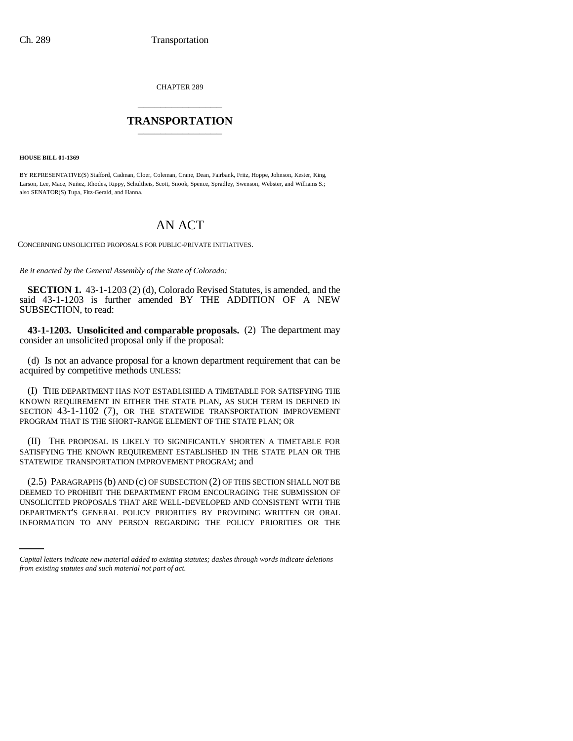CHAPTER 289

# TRANSPORTATION

**HOUSE BILL 01-1369**

BY REPRESENTATIVE(S) Stafford, Cadman, Cloer, Coleman, Crane, Dean, Fairbank, Fritz, Hoppe, Johnson, Kester, King, Larson, Lee, Mace, Nuñez, Rhodes, Rippy, Schultheis, Scott, Snook, Spence, Spradley, Swenson, Webster, and Williams S.; also SENATOR(S) Tupa, Fitz-Gerald, and Hanna.

# AN ACT

CONCERNING UNSOLICITED PROPOSALS FOR PUBLIC-PRIVATE INITIATIVES.

*Be it enacted by the General Assembly of the State of Colorado:*

**SECTION 1.** 43-1-1203 (2) (d), Colorado Revised Statutes, is amended, and the said 43-1-1203 is further amended BY THE ADDITION OF A NEW SUBSECTION, to read:

**43-1-1203. Unsolicited and comparable proposals.** (2) The department may consider an unsolicited proposal only if the proposal:

(d) Is not an advance proposal for a known department requirement that can be acquired by competitive methods UNLESS:

(I) THE DEPARTMENT HAS NOT ESTABLISHED A TIMETABLE FOR SATISFYING THE KNOWN REQUIREMENT IN EITHER THE STATE PLAN, AS SUCH TERM IS DEFINED IN SECTION 43-1-1102 (7), OR THE STATEWIDE TRANSPORTATION IMPROVEMENT PROGRAM THAT IS THE SHORT-RANGE ELEMENT OF THE STATE PLAN; OR

(II) THE PROPOSAL IS LIKELY TO SIGNIFICANTLY SHORTEN A TIMETABLE FOR SATISFYING THE KNOWN REQUIREMENT ESTABLISHED IN THE STATE PLAN OR THE STATEWIDE TRANSPORTATION IMPROVEMENT PROGRAM; and

(2.5) PARAGRAPHS (b) AND (c) OF SUBSECTION (2) OF THIS SECTION SHALL NOT BE DEEMED TO PROHIBIT THE DEPARTMENT FROM ENCOURAGING THE SUBMISSION OF UNSOLICITED PROPOSALS THAT ARE WELL-DEVELOPED AND CONSISTENT WITH THE DEPARTMENT'S GENERAL POLICY PRIORITIES BY PROVIDING WRITTEN OR ORAL INFORMATION TO ANY PERSON REGARDING THE POLICY PRIORITIES OR THE

*Capital letters indicate new material added to existing statutes; dashes through words indicate deletions from existing statutes and such material not part of act.*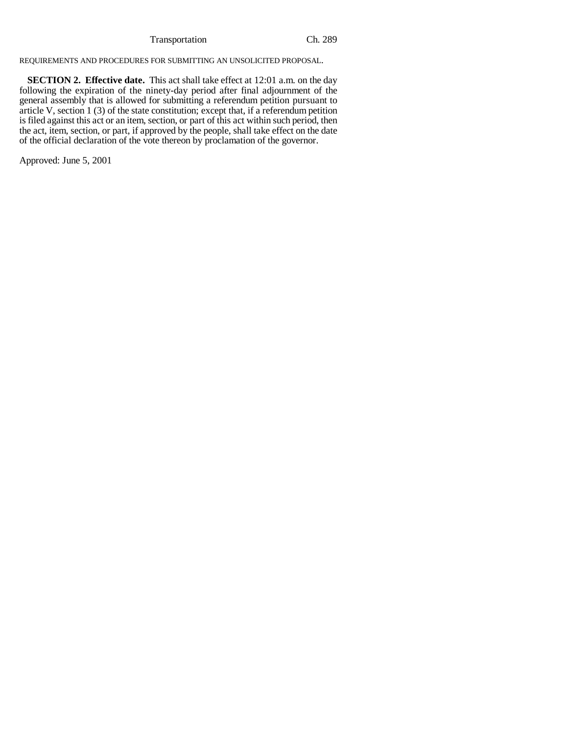REQUIREMENTS AND PROCEDURES FOR SUBMITTING AN UNSOLICITED PROPOSAL.

**SECTION 2. Effective date.** This act shall take effect at 12:01 a.m. on the day following the expiration of the ninety-day period after final adjournment of the general assembly that is allowed for submitting a referendum petition pursuant to article V, section 1 (3) of the state constitution; except that, if a referendum petition is filed against this act or an item, section, or part of this act within such period, then the act, item, section, or part, if approved by the people, shall take effect on the date of the official declaration of the vote thereon by proclamation of the governor.

Approved: June 5, 2001